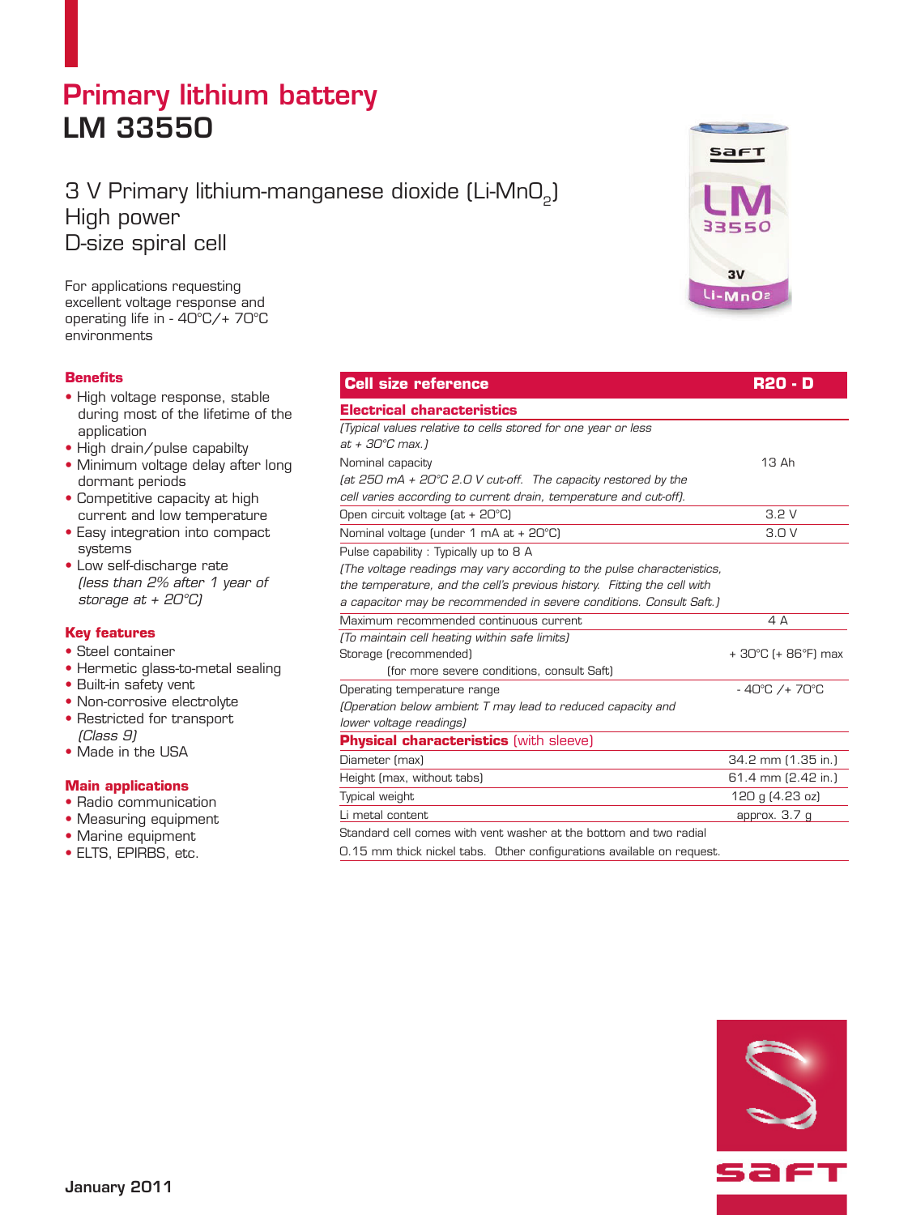# Primary lithium battery
# LM 33550

## 3 V Primary lithium-manganese dioxide (Li-$MnO_2$)
## High power
## D-size spiral cell

For applications requesting excellent voltage response and operating life in - 40°C/+ 70°C environments

### Benefits

- High voltage response, stable during most of the lifetime of the application
- High drain/pulse capabilty
- Minimum voltage delay after long dormant periods
- Competitive capacity at high current and low temperature
- Easy integration into compact systems
- Low self-discharge rate *(less than 2% after 1 year of storage at + 20°C)*

### Key features

- Steel container
- Hermetic glass-to-metal sealing
- Built-in safety vent
- Non-corrosive electrolyte
- Restricted for transport *(Class 9)*
- Made in the USA

### Main applications

- Radio communication
- Measuring equipment
- Marine equipment
- ELTS, EPIRBS, etc.

| **Cell size reference** | **R20 - D** |
|---|---|
| **Electrical characteristics** | |
| *(Typical values relative to cells stored for one year or less at + 30°C max.)* | |
| Nominal capacity *(at 250 mA + 20°C 2.0 V cut-off. The capacity restored by the cell varies according to current drain, temperature and cut-off).* | 13 Ah |
| Open circuit voltage (at + 20°C) | 3.2 V |
| Nominal voltage (under 1 mA at + 20°C) | 3.0 V |
| Pulse capability : Typically up to 8 A *(The voltage readings may vary according to the pulse characteristics, the temperature, and the cell's previous history. Fitting the cell with a capacitor may be recommended in severe conditions. Consult Saft.)* | |
| Maximum recommended continuous current *(To maintain cell heating within safe limits)* | 4 A |
| Storage (recommended) (for more severe conditions, consult Saft) | + 30°C (+ 86°F) max |
| Operating temperature range *(Operation below ambient T may lead to reduced capacity and lower voltage readings)* | - 40°C /+ 70°C |
| **Physical characteristics** (with sleeve) | |
| Diameter (max) | 34.2 mm (1.35 in.) |
| Height (max, without tabs) | 61.4 mm (2.42 in.) |
| Typical weight | 120 g (4.23 oz) |
| Li metal content | approx. 3.7 g |
| Standard cell comes with vent washer at the bottom and two radial 0.15 mm thick nickel tabs. Other configurations available on request. | |

January 2011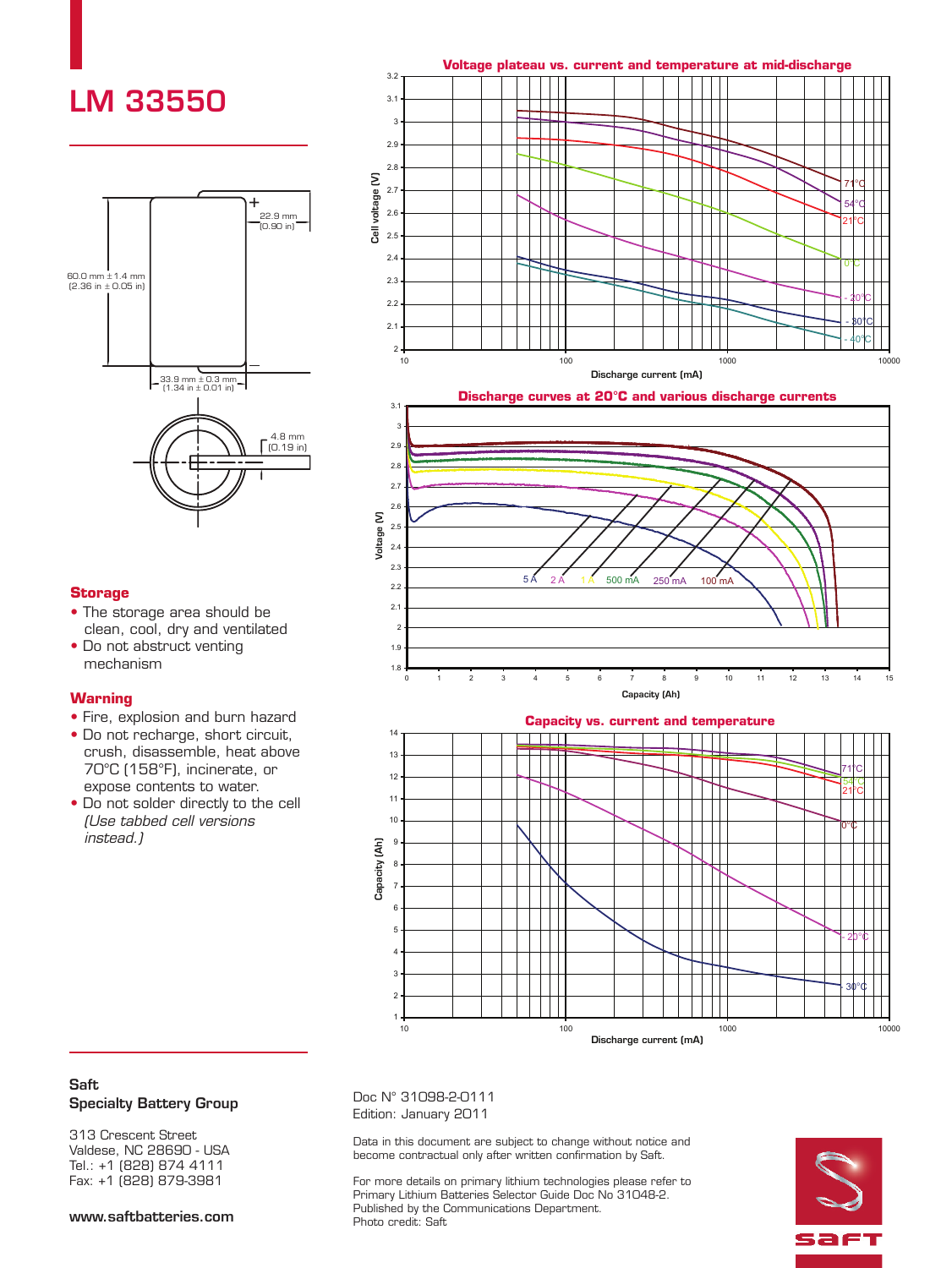# LM 33550

60.0 mm ± 1.4 mm
(2.36 in ± 0.05 in)

22.9 mm
(0.90 in)

33.9 mm ± 0.3 mm
(1.34 in ± 0.01 in)

4.8 mm
(0.19 in)

## Storage

- The storage area should be clean, cool, dry and ventilated
- Do not abstruct venting mechanism

## Warning

- Fire, explosion and burn hazard
- Do not recharge, short circuit, crush, disassemble, heat above 70°C (158°F), incinerate, or expose contents to water.
- Do not solder directly to the cell *(Use tabbed cell versions instead.)*

**Voltage plateau vs. current and temperature at mid-discharge**

Cell voltage (V)
3.2
3.1
3
2.9
2.8
2.7
2.6
2.5
2.4
2.3
2.2
2.1
2

71°C
54°C
21°C
0°C
- 20°C
- 30°C
- 40°C

10
100
1000
10000
Discharge current (mA)

**Discharge curves at 20°C and various discharge currents**

Voltage (V)
3.1
3
2.9
2.8
2.7
2.6
2.5
2.4
2.3
2.2
2.1
2
1.9
1.8

5 A
2 A
1 A
500 mA
250 mA
100 mA

0
1
2
3
4
5
6
7
8
9
10
11
12
13
14
15
Capacity (Ah)

**Capacity vs. current and temperature**

Capacity (Ah)
14
13
12
11
10
9
8
7
6
5
4
3
2
1

71°C
54°C
21°C
0°C
- 20°C
- 30°C

10
100
1000
10000
Discharge current (mA)

**Saft**
**Specialty Battery Group**

313 Crescent Street
Valdese, NC 28690 - USA
Tel.: +1 (828) 874 4111
Fax: +1 (828) 879-3981

**www.saftbatteries.com**

Doc N° 31098-2-0111
Edition: January 2011

Data in this document are subject to change without notice and become contractual only after written confirmation by Saft.

For more details on primary lithium technologies please refer to Primary Lithium Batteries Selector Guide Doc No 31048-2.
Published by the Communications Department.
Photo credit: Saft

saft